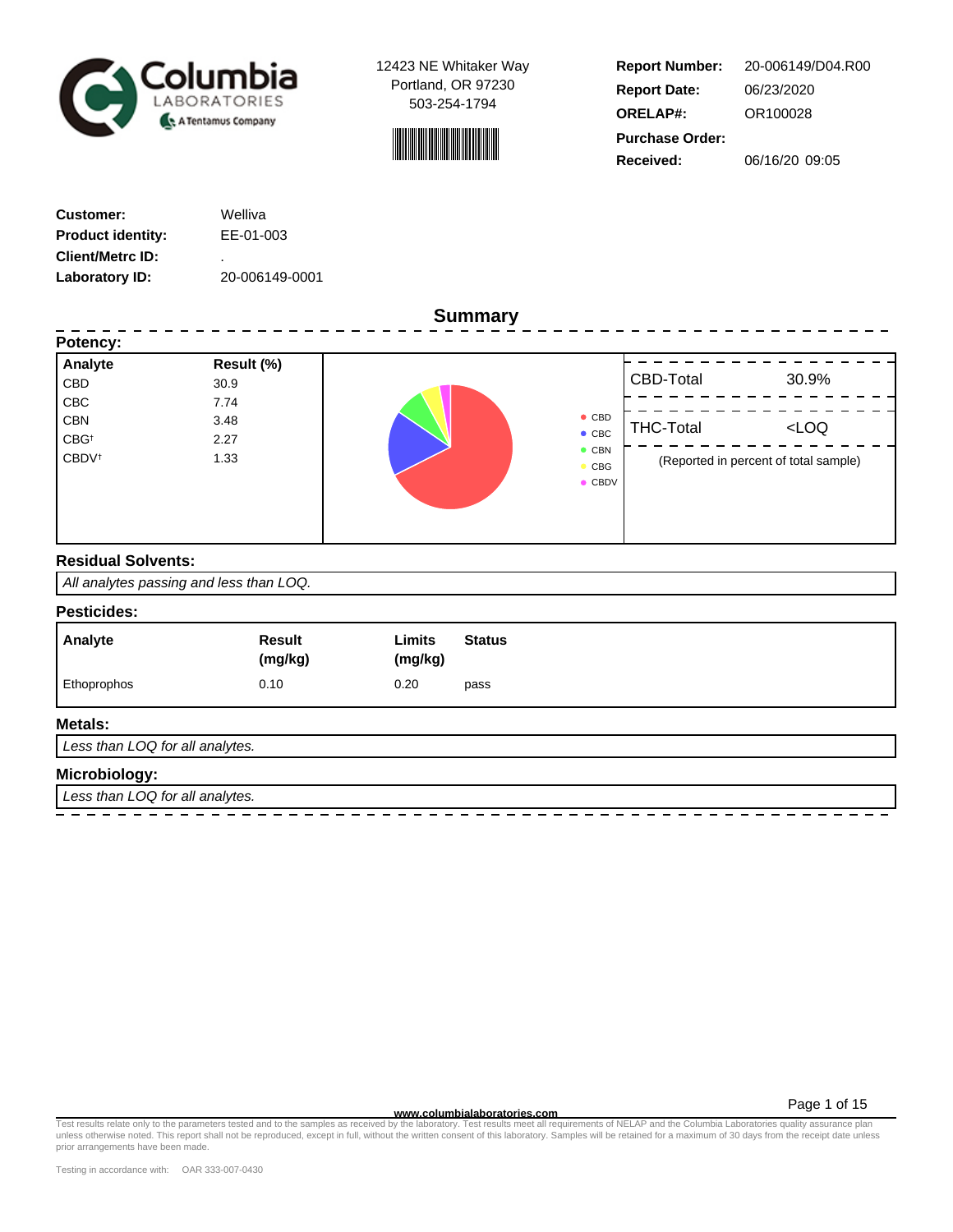Columbia LABORATORIES A Tentamus Company

12423 NE Whitaker Way
Portland, OR 97230
503-254-1794

| | |
|---|---|
| **Report Number:** | 20-006149/D04.R00 |
| **Report Date:** | 06/23/2020 |
| **ORELAP#:** | OR100028 |
| **Purchase Order:** | |
| **Received:** | 06/16/20 09:05 |

| | |
|---|---|
| **Customer:** | Welliva |
| **Product identity:** | EE-01-003 |
| **Client/Metrc ID:** | . |
| **Laboratory ID:** | 20-006149-0001 |

## Summary

### Potency:

| Analyte | Result (%) |
|---|---|
| CBD | 30.9 |
| CBC | 7.74 |
| CBN | 3.48 |
| CBG† | 2.27 |
| CBDV† | 1.33 |

| | |
|---|---|
| CBD-Total | 30.9% |
| THC-Total | <LOQ |

(Reported in percent of total sample)

### Residual Solvents:

*All analytes passing and less than LOQ.*

### Pesticides:

| Analyte | Result (mg/kg) | Limits (mg/kg) | Status |
|---|---|---|---|
| Ethoprophos | 0.10 | 0.20 | pass |

### Metals:

*Less than LOQ for all analytes.*

### Microbiology:

*Less than LOQ for all analytes.*

www.columbialaboratories.com

Test results relate only to the parameters tested and to the samples as received by the laboratory. Test results meet all requirements of NELAP and the Columbia Laboratories quality assurance plan unless otherwise noted. This report shall not be reproduced, except in full, without the written consent of this laboratory. Samples will be retained for a maximum of 30 days from the receipt date unless prior arrangements have been made.

Testing in accordance with: OAR 333-007-0430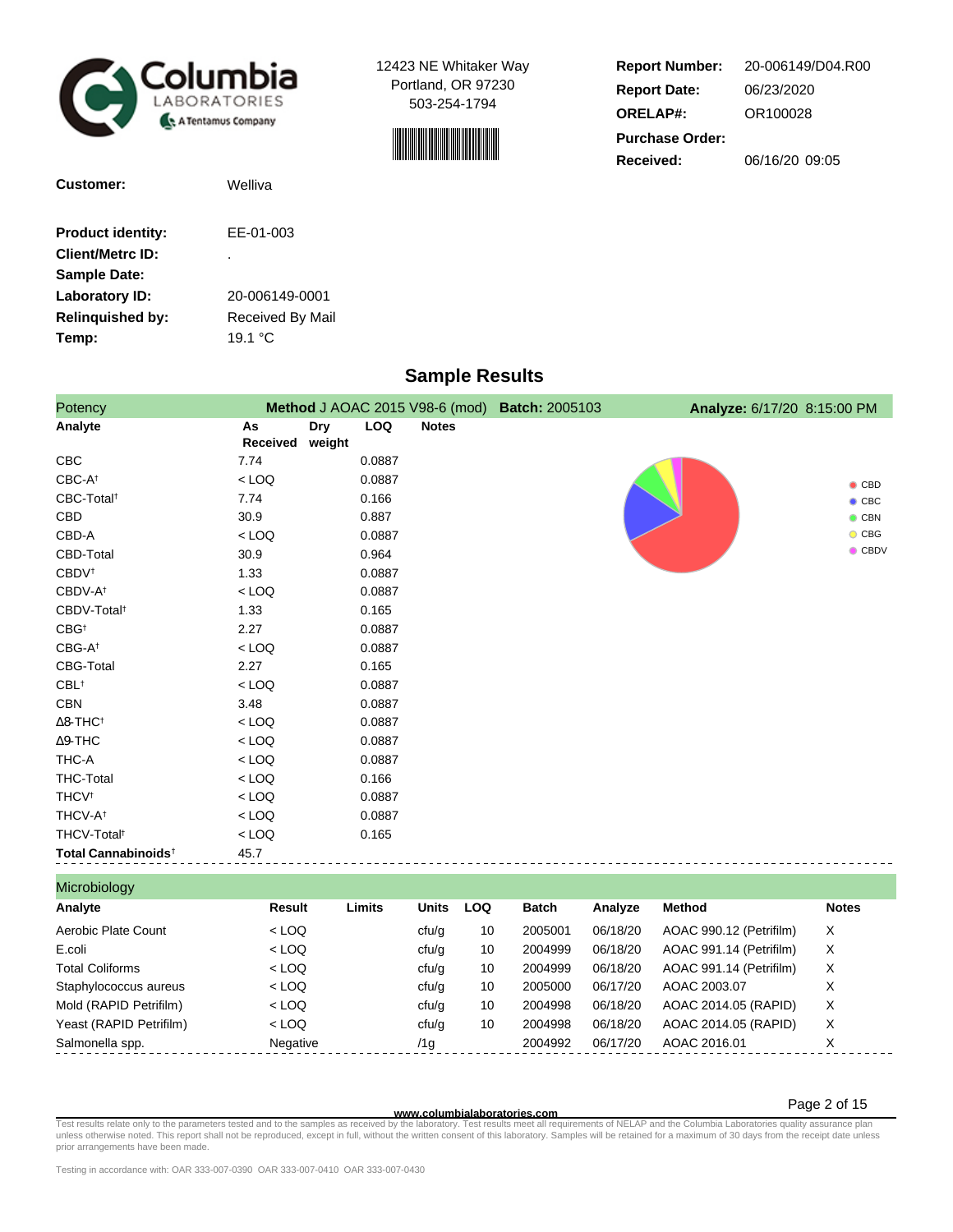Columbia LABORATORIES
A Tentamus Company

12423 NE Whitaker Way
Portland, OR 97230
503-254-1794

| | |
|---|---|
| **Report Number:** | 20-006149/D04.R00 |
| **Report Date:** | 06/23/2020 |
| **ORELAP#:** | OR100028 |
| **Purchase Order:** | |
| **Received:** | 06/16/20 09:05 |

| | |
|---|---|
| **Customer:** | Welliva |
| **Product identity:** | EE-01-003 |
| **Client/Metrc ID:** | . |
| **Sample Date:** | |
| **Laboratory ID:** | 20-006149-0001 |
| **Relinquished by:** | Received By Mail |
| **Temp:** | 19.1 °C |

## Sample Results

**Potency** — **Method** J AOAC 2015 V98-6 (mod) **Batch:** 2005103 **Analyze:** 6/17/20 8:15:00 PM

| Analyte | As Received | Dry weight | LOQ | Notes |
|---|---|---|---|---|
| CBC | 7.74 | | 0.0887 | |
| CBC-A† | < LOQ | | 0.0887 | |
| CBC-Total† | 7.74 | | 0.166 | |
| CBD | 30.9 | | 0.887 | |
| CBD-A | < LOQ | | 0.0887 | |
| CBD-Total | 30.9 | | 0.964 | |
| CBDV† | 1.33 | | 0.0887 | |
| CBDV-A† | < LOQ | | 0.0887 | |
| CBDV-Total† | 1.33 | | 0.165 | |
| CBG† | 2.27 | | 0.0887 | |
| CBG-A† | < LOQ | | 0.0887 | |
| CBG-Total | 2.27 | | 0.165 | |
| CBL† | < LOQ | | 0.0887 | |
| CBN | 3.48 | | 0.0887 | |
| Δ8-THC† | < LOQ | | 0.0887 | |
| Δ9-THC | < LOQ | | 0.0887 | |
| THC-A | < LOQ | | 0.0887 | |
| THC-Total | < LOQ | | 0.166 | |
| THCV† | < LOQ | | 0.0887 | |
| THCV-A† | < LOQ | | 0.0887 | |
| THCV-Total† | < LOQ | | 0.165 | |
| **Total Cannabinoids**† | 45.7 | | | |

**Microbiology**

| Analyte | Result | Limits | Units | LOQ | Batch | Analyze | Method | Notes |
|---|---|---|---|---|---|---|---|---|
| Aerobic Plate Count | < LOQ | | cfu/g | 10 | 2005001 | 06/18/20 | AOAC 990.12 (Petrifilm) | X |
| E.coli | < LOQ | | cfu/g | 10 | 2004999 | 06/18/20 | AOAC 991.14 (Petrifilm) | X |
| Total Coliforms | < LOQ | | cfu/g | 10 | 2004999 | 06/18/20 | AOAC 991.14 (Petrifilm) | X |
| Staphylococcus aureus | < LOQ | | cfu/g | 10 | 2005000 | 06/17/20 | AOAC 2003.07 | X |
| Mold (RAPID Petrifilm) | < LOQ | | cfu/g | 10 | 2004998 | 06/18/20 | AOAC 2014.05 (RAPID) | X |
| Yeast (RAPID Petrifilm) | < LOQ | | cfu/g | 10 | 2004998 | 06/18/20 | AOAC 2014.05 (RAPID) | X |
| Salmonella spp. | Negative | | /1g | | 2004992 | 06/17/20 | AOAC 2016.01 | X |

www.columbialaboratories.com

Test results relate only to the parameters tested and to the samples as received by the laboratory. Test results meet all requirements of NELAP and the Columbia Laboratories quality assurance plan unless otherwise noted. This report shall not be reproduced, except in full, without the written consent of this laboratory. Samples will be retained for a maximum of 30 days from the receipt date unless prior arrangements have been made.

Testing in accordance with: OAR 333-007-0390 OAR 333-007-0410 OAR 333-007-0430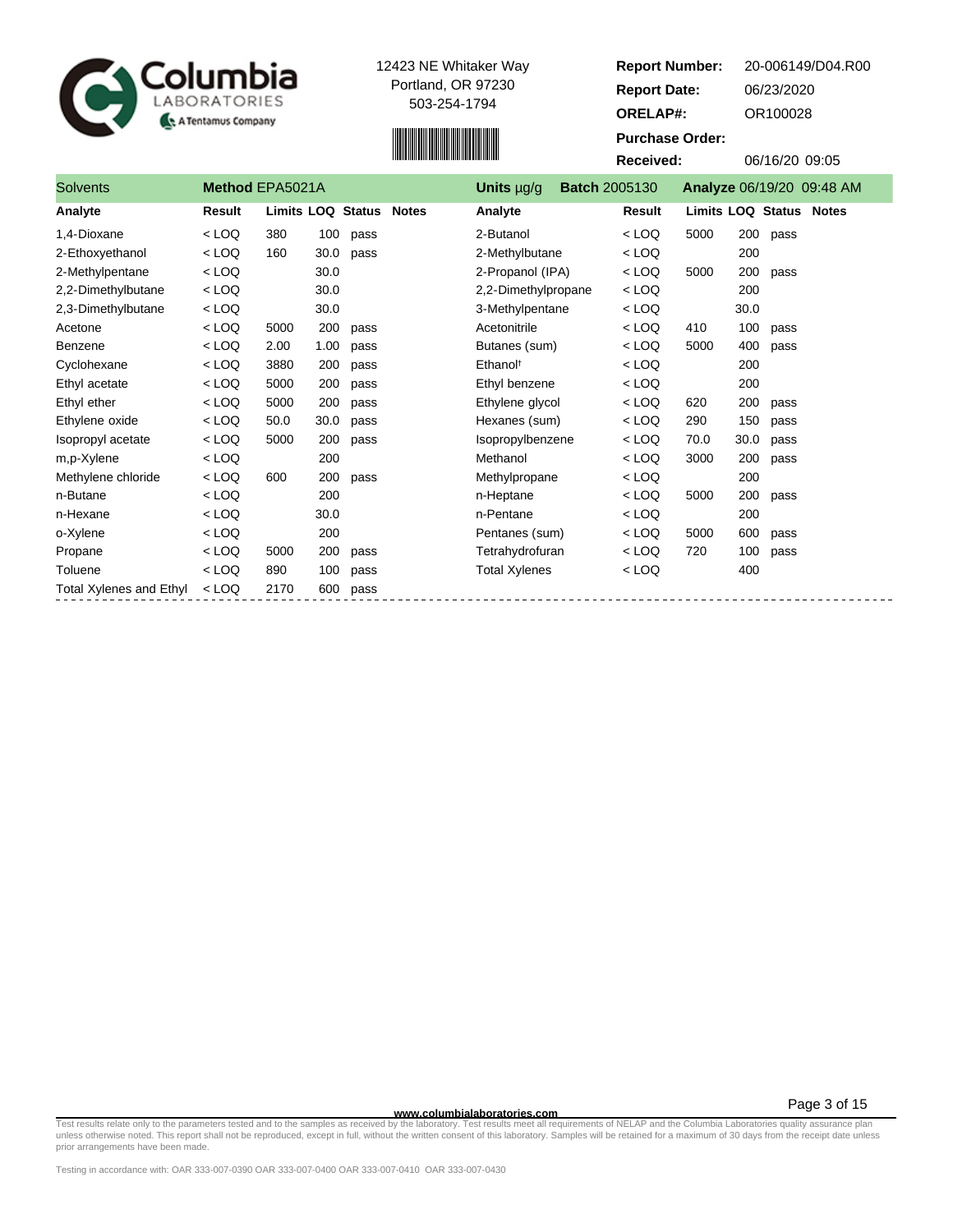Columbia LABORATORIES
A Tentamus Company

12423 NE Whitaker Way
Portland, OR 97230
503-254-1794

**Report Number:** 20-006149/D04.R00
**Report Date:** 06/23/2020
**ORELAP#:** OR100028
**Purchase Order:**
**Received:** 06/16/20 09:05

## Solvents

**Method** EPA5021A | **Units** µg/g | **Batch** 2005130 | **Analyze** 06/19/20 09:48 AM

| Analyte | Result | Limits | LOQ | Status | Notes | Analyte | Result | Limits | LOQ | Status | Notes |
|---|---|---|---|---|---|---|---|---|---|---|---|
| 1,4-Dioxane | < LOQ | 380 | 100 | pass | | 2-Butanol | < LOQ | 5000 | 200 | pass | |
| 2-Ethoxyethanol | < LOQ | 160 | 30.0 | pass | | 2-Methylbutane | < LOQ | | 200 | | |
| 2-Methylpentane | < LOQ | | 30.0 | | | 2-Propanol (IPA) | < LOQ | 5000 | 200 | pass | |
| 2,2-Dimethylbutane | < LOQ | | 30.0 | | | 2,2-Dimethylpropane | < LOQ | | 200 | | |
| 2,3-Dimethylbutane | < LOQ | | 30.0 | | | 3-Methylpentane | < LOQ | | 30.0 | | |
| Acetone | < LOQ | 5000 | 200 | pass | | Acetonitrile | < LOQ | 410 | 100 | pass | |
| Benzene | < LOQ | 2.00 | 1.00 | pass | | Butanes (sum) | < LOQ | 5000 | 400 | pass | |
| Cyclohexane | < LOQ | 3880 | 200 | pass | | Ethanol† | < LOQ | | 200 | | |
| Ethyl acetate | < LOQ | 5000 | 200 | pass | | Ethyl benzene | < LOQ | | 200 | | |
| Ethyl ether | < LOQ | 5000 | 200 | pass | | Ethylene glycol | < LOQ | 620 | 200 | pass | |
| Ethylene oxide | < LOQ | 50.0 | 30.0 | pass | | Hexanes (sum) | < LOQ | 290 | 150 | pass | |
| Isopropyl acetate | < LOQ | 5000 | 200 | pass | | Isopropylbenzene | < LOQ | 70.0 | 30.0 | pass | |
| m,p-Xylene | < LOQ | | 200 | | | Methanol | < LOQ | 3000 | 200 | pass | |
| Methylene chloride | < LOQ | 600 | 200 | pass | | Methylpropane | < LOQ | | 200 | | |
| n-Butane | < LOQ | | 200 | | | n-Heptane | < LOQ | 5000 | 200 | pass | |
| n-Hexane | < LOQ | | 30.0 | | | n-Pentane | < LOQ | | 200 | | |
| o-Xylene | < LOQ | | 200 | | | Pentanes (sum) | < LOQ | 5000 | 600 | pass | |
| Propane | < LOQ | 5000 | 200 | pass | | Tetrahydrofuran | < LOQ | 720 | 100 | pass | |
| Toluene | < LOQ | 890 | 100 | pass | | Total Xylenes | < LOQ | | 400 | | |
| Total Xylenes and Ethyl | < LOQ | 2170 | 600 | pass | | | | | | | |

www.columbialaboratories.com

Test results relate only to the parameters tested and to the samples as received by the laboratory. Test results meet all requirements of NELAP and the Columbia Laboratories quality assurance plan unless otherwise noted. This report shall not be reproduced, except in full, without the written consent of this laboratory. Samples will be retained for a maximum of 30 days from the receipt date unless prior arrangements have been made.

Testing in accordance with: OAR 333-007-0390 OAR 333-007-0400 OAR 333-007-0410 OAR 333-007-0430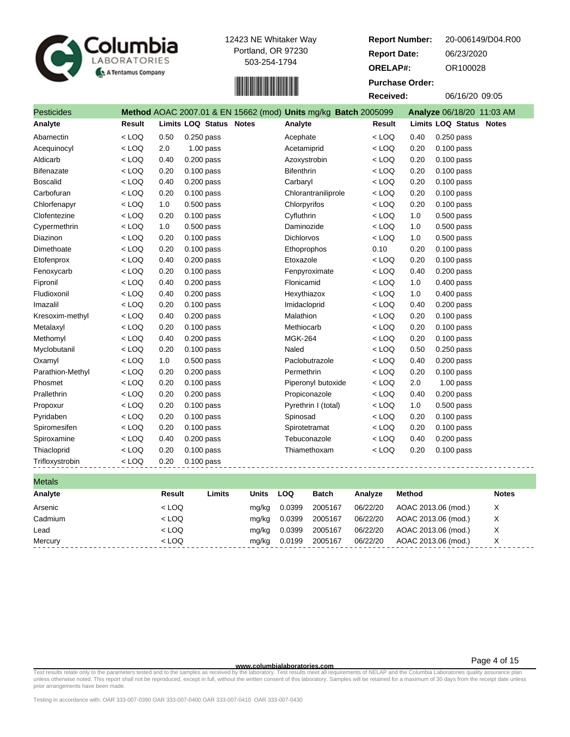Columbia LABORATORIES
A Tentamus Company

12423 NE Whitaker Way
Portland, OR 97230
503-254-1794

| | |
|---|---|
| **Report Number:** | 20-006149/D04.R00 |
| **Report Date:** | 06/23/2020 |
| **ORELAP#:** | OR100028 |
| **Purchase Order:** | |
| **Received:** | 06/16/20 09:05 |

## Pesticides

**Method** AOAC 2007.01 & EN 15662 (mod) **Units** mg/kg **Batch** 2005099 **Analyze** 06/18/20 11:03 AM

| Analyte | Result | Limits | LOQ | Status | Notes | Analyte | Result | Limits | LOQ | Status | Notes |
|---|---|---|---|---|---|---|---|---|---|---|---|
| Abamectin | < LOQ | 0.50 | 0.250 | pass | | Acephate | < LOQ | 0.40 | 0.250 | pass | |
| Acequinocyl | < LOQ | 2.0 | 1.00 | pass | | Acetamiprid | < LOQ | 0.20 | 0.100 | pass | |
| Aldicarb | < LOQ | 0.40 | 0.200 | pass | | Azoxystrobin | < LOQ | 0.20 | 0.100 | pass | |
| Bifenazate | < LOQ | 0.20 | 0.100 | pass | | Bifenthrin | < LOQ | 0.20 | 0.100 | pass | |
| Boscalid | < LOQ | 0.40 | 0.200 | pass | | Carbaryl | < LOQ | 0.20 | 0.100 | pass | |
| Carbofuran | < LOQ | 0.20 | 0.100 | pass | | Chlorantraniliprole | < LOQ | 0.20 | 0.100 | pass | |
| Chlorfenapyr | < LOQ | 1.0 | 0.500 | pass | | Chlorpyrifos | < LOQ | 0.20 | 0.100 | pass | |
| Clofentezine | < LOQ | 0.20 | 0.100 | pass | | Cyfluthrin | < LOQ | 1.0 | 0.500 | pass | |
| Cypermethrin | < LOQ | 1.0 | 0.500 | pass | | Daminozide | < LOQ | 1.0 | 0.500 | pass | |
| Diazinon | < LOQ | 0.20 | 0.100 | pass | | Dichlorvos | < LOQ | 1.0 | 0.500 | pass | |
| Dimethoate | < LOQ | 0.20 | 0.100 | pass | | Ethoprophos | 0.10 | 0.20 | 0.100 | pass | |
| Etofenprox | < LOQ | 0.40 | 0.200 | pass | | Etoxazole | < LOQ | 0.20 | 0.100 | pass | |
| Fenoxycarb | < LOQ | 0.20 | 0.100 | pass | | Fenpyroximate | < LOQ | 0.40 | 0.200 | pass | |
| Fipronil | < LOQ | 0.40 | 0.200 | pass | | Flonicamid | < LOQ | 1.0 | 0.400 | pass | |
| Fludioxonil | < LOQ | 0.40 | 0.200 | pass | | Hexythiazox | < LOQ | 1.0 | 0.400 | pass | |
| Imazalil | < LOQ | 0.20 | 0.100 | pass | | Imidacloprid | < LOQ | 0.40 | 0.200 | pass | |
| Kresoxim-methyl | < LOQ | 0.40 | 0.200 | pass | | Malathion | < LOQ | 0.20 | 0.100 | pass | |
| Metalaxyl | < LOQ | 0.20 | 0.100 | pass | | Methiocarb | < LOQ | 0.20 | 0.100 | pass | |
| Methomyl | < LOQ | 0.40 | 0.200 | pass | | MGK-264 | < LOQ | 0.20 | 0.100 | pass | |
| Myclobutanil | < LOQ | 0.20 | 0.100 | pass | | Naled | < LOQ | 0.50 | 0.250 | pass | |
| Oxamyl | < LOQ | 1.0 | 0.500 | pass | | Paclobutrazole | < LOQ | 0.40 | 0.200 | pass | |
| Parathion-Methyl | < LOQ | 0.20 | 0.200 | pass | | Permethrin | < LOQ | 0.20 | 0.100 | pass | |
| Phosmet | < LOQ | 0.20 | 0.100 | pass | | Piperonyl butoxide | < LOQ | 2.0 | 1.00 | pass | |
| Prallethrin | < LOQ | 0.20 | 0.200 | pass | | Propiconazole | < LOQ | 0.40 | 0.200 | pass | |
| Propoxur | < LOQ | 0.20 | 0.100 | pass | | Pyrethrin I (total) | < LOQ | 1.0 | 0.500 | pass | |
| Pyridaben | < LOQ | 0.20 | 0.100 | pass | | Spinosad | < LOQ | 0.20 | 0.100 | pass | |
| Spiromesifen | < LOQ | 0.20 | 0.100 | pass | | Spirotetramat | < LOQ | 0.20 | 0.100 | pass | |
| Spiroxamine | < LOQ | 0.40 | 0.200 | pass | | Tebuconazole | < LOQ | 0.40 | 0.200 | pass | |
| Thiacloprid | < LOQ | 0.20 | 0.100 | pass | | Thiamethoxam | < LOQ | 0.20 | 0.100 | pass | |
| Trifloxystrobin | < LOQ | 0.20 | 0.100 | pass | | | | | | | |

## Metals

| Analyte | Result | Limits | Units | LOQ | Batch | Analyze | Method | Notes |
|---|---|---|---|---|---|---|---|---|
| Arsenic | < LOQ | | mg/kg | 0.0399 | 2005167 | 06/22/20 | AOAC 2013.06 (mod.) | X |
| Cadmium | < LOQ | | mg/kg | 0.0399 | 2005167 | 06/22/20 | AOAC 2013.06 (mod.) | X |
| Lead | < LOQ | | mg/kg | 0.0399 | 2005167 | 06/22/20 | AOAC 2013.06 (mod.) | X |
| Mercury | < LOQ | | mg/kg | 0.0199 | 2005167 | 06/22/20 | AOAC 2013.06 (mod.) | X |

www.columbialaboratories.com

Test results relate only to the parameters tested and to the samples as received by the laboratory. Test results meet all requirements of NELAP and the Columbia Laboratories quality assurance plan unless otherwise noted. This report shall not be reproduced, except in full, without the written consent of this laboratory. Samples will be retained for a maximum of 30 days from the receipt date unless prior arrangements have been made.

Testing in accordance with: OAR 333-007-0390 OAR 333-007-0400 OAR 333-007-0410 OAR 333-007-0430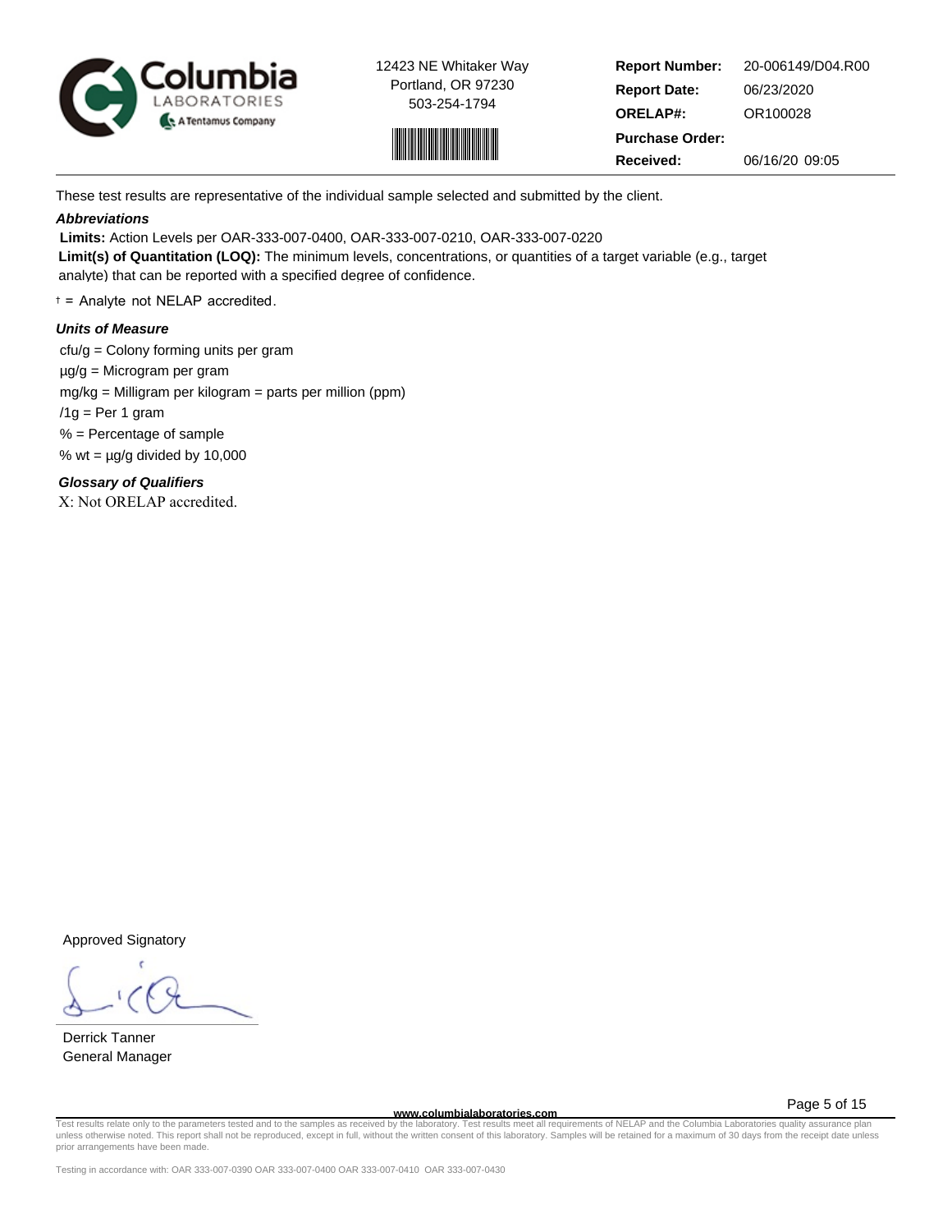12423 NE Whitaker Way
Portland, OR 97230
503-254-1794

| | |
|---|---|
| **Report Number:** | 20-006149/D04.R00 |
| **Report Date:** | 06/23/2020 |
| **ORELAP#:** | OR100028 |
| **Purchase Order:** | |
| **Received:** | 06/16/20 09:05 |

These test results are representative of the individual sample selected and submitted by the client.

***Abbreviations***

**Limits:** Action Levels per OAR-333-007-0400, OAR-333-007-0210, OAR-333-007-0220

**Limit(s) of Quantitation (LOQ):** The minimum levels, concentrations, or quantities of a target variable (e.g., target analyte) that can be reported with a specified degree of confidence.

† = Analyte not NELAP accredited.

***Units of Measure***

cfu/g = Colony forming units per gram

µg/g = Microgram per gram

mg/kg = Milligram per kilogram = parts per million (ppm)

/1g = Per 1 gram

% = Percentage of sample

% wt = µg/g divided by 10,000

***Glossary of Qualifiers***

X: Not ORELAP accredited.

Approved Signatory

Derrick Tanner
General Manager

www.columbialaboratories.com

Test results relate only to the parameters tested and to the samples as received by the laboratory. Test results meet all requirements of NELAP and the Columbia Laboratories quality assurance plan unless otherwise noted. This report shall not be reproduced, except in full, without the written consent of this laboratory. Samples will be retained for a maximum of 30 days from the receipt date unless prior arrangements have been made.

Testing in accordance with: OAR 333-007-0390 OAR 333-007-0400 OAR 333-007-0410 OAR 333-007-0430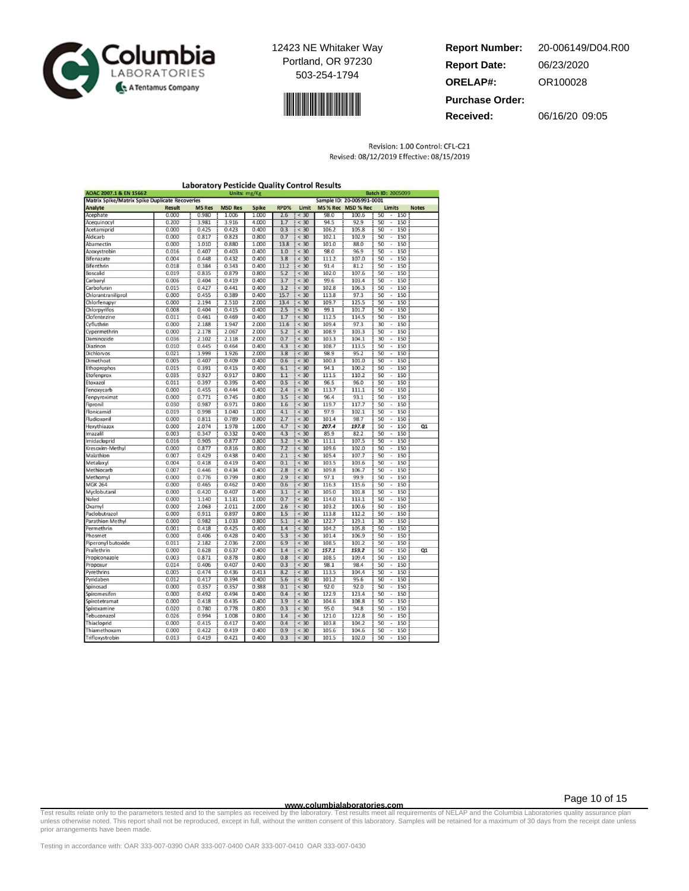12423 NE Whitaker Way
Portland, OR 97230
503-254-1794

**Report Number:** 20-006149/D04.R00
**Report Date:** 06/23/2020
**ORELAP#:** OR100028
**Purchase Order:**
**Received:** 06/16/20 09:05

Revision: 1.00 Control: CFL-C21
Revised: 08/12/2019 Effective: 08/15/2019

## Laboratory Pesticide Quality Control Results

| AOAC 2007.1 & EN 15662 | | | Units: mg/Kg | | | | | | Batch ID: 2005099 | |
|---|---|---|---|---|---|---|---|---|---|---|
| **Matrix Spike/Matrix Spike Duplicate Recoveries** | | | | | | | Sample ID: 20-005991-0001 | | | |
| **Analyte** | **Result** | **MS Res** | **MSD Res** | **Spike** | **RPD%** | **Limit** | **MS % Rec** | **MSD % Rec** | **Limits** | **Notes** |
| Acephate | 0.000 | 0.980 | 1.006 | 1.000 | 2.6 | < 30 | 98.0 | 100.6 | 50 - 150 | |
| Acequinocyl | 0.200 | 3.981 | 3.916 | 4.000 | 1.7 | < 30 | 94.5 | 92.9 | 50 - 150 | |
| Acetamiprid | 0.000 | 0.425 | 0.423 | 0.400 | 0.3 | < 30 | 106.2 | 105.8 | 50 - 150 | |
| Aldicarb | 0.000 | 0.817 | 0.823 | 0.800 | 0.7 | < 30 | 102.1 | 102.9 | 50 - 150 | |
| Abamectin | 0.000 | 1.010 | 0.880 | 1.000 | 13.8 | < 30 | 101.0 | 88.0 | 50 - 150 | |
| Azoxystrobin | 0.016 | 0.407 | 0.403 | 0.400 | 1.0 | < 30 | 98.0 | 96.9 | 50 - 150 | |
| Bifenazate | 0.004 | 0.448 | 0.432 | 0.400 | 3.8 | < 30 | 111.2 | 107.0 | 50 - 150 | |
| Bifenthrin | 0.018 | 0.384 | 0.343 | 0.400 | 11.2 | < 30 | 91.4 | 81.2 | 50 - 150 | |
| Boscalid | 0.019 | 0.835 | 0.879 | 0.800 | 5.2 | < 30 | 102.0 | 107.6 | 50 - 150 | |
| Carbaryl | 0.006 | 0.404 | 0.419 | 0.400 | 3.7 | < 30 | 99.6 | 103.4 | 50 - 150 | |
| Carbofuran | 0.015 | 0.427 | 0.441 | 0.400 | 3.2 | < 30 | 102.8 | 106.3 | 50 - 150 | |
| Chlorantraniliprol | 0.000 | 0.455 | 0.389 | 0.400 | 15.7 | < 30 | 113.8 | 97.3 | 50 - 150 | |
| Chlorfenapyr | 0.000 | 2.194 | 2.510 | 2.000 | 13.4 | < 30 | 109.7 | 125.5 | 50 - 150 | |
| Chlorpyrifos | 0.008 | 0.404 | 0.415 | 0.400 | 2.5 | < 30 | 99.1 | 101.7 | 50 - 150 | |
| Clofentezine | 0.011 | 0.461 | 0.469 | 0.400 | 1.7 | < 30 | 112.5 | 114.5 | 50 - 150 | |
| Cyfluthrin | 0.000 | 2.188 | 1.947 | 2.000 | 11.6 | < 30 | 109.4 | 97.3 | 30 - 150 | |
| Cypermethrin | 0.000 | 2.178 | 2.067 | 2.000 | 5.2 | < 30 | 108.9 | 103.3 | 50 - 150 | |
| Daminozide | 0.036 | 2.102 | 2.118 | 2.000 | 0.7 | < 30 | 103.3 | 104.1 | 30 - 150 | |
| Diazinon | 0.010 | 0.445 | 0.464 | 0.400 | 4.3 | < 30 | 108.7 | 113.5 | 50 - 150 | |
| Dichlorvos | 0.021 | 1.999 | 1.926 | 2.000 | 3.8 | < 30 | 98.9 | 95.2 | 50 - 150 | |
| Dimethoat | 0.005 | 0.407 | 0.409 | 0.400 | 0.6 | < 30 | 100.3 | 101.0 | 50 - 150 | |
| Ethoprophos | 0.015 | 0.391 | 0.415 | 0.400 | 6.1 | < 30 | 94.1 | 100.2 | 50 - 150 | |
| Etofenprox | 0.035 | 0.927 | 0.917 | 0.800 | 1.1 | < 30 | 111.5 | 110.2 | 50 - 150 | |
| Etoxazol | 0.011 | 0.397 | 0.395 | 0.400 | 0.5 | < 30 | 96.5 | 96.0 | 50 - 150 | |
| Fenoxycarb | 0.000 | 0.455 | 0.444 | 0.400 | 2.4 | < 30 | 113.7 | 111.1 | 50 - 150 | |
| Fenpyroximat | 0.000 | 0.771 | 0.745 | 0.800 | 3.5 | < 30 | 96.4 | 93.1 | 50 - 150 | |
| Fipronil | 0.030 | 0.987 | 0.971 | 0.800 | 1.6 | < 30 | 119.7 | 117.7 | 50 - 150 | |
| Flonicamid | 0.019 | 0.998 | 1.040 | 1.000 | 4.1 | < 30 | 97.9 | 102.1 | 50 - 150 | |
| Fludioxonil | 0.000 | 0.811 | 0.789 | 0.800 | 2.7 | < 30 | 101.4 | 98.7 | 50 - 150 | |
| Hexythiazox | 0.000 | 2.074 | 1.978 | 1.000 | 4.7 | < 30 | *207.4* | *197.8* | 50 - 150 | Q1 |
| Imazalil | 0.003 | 0.347 | 0.332 | 0.400 | 4.3 | < 30 | 85.9 | 82.2 | 50 - 150 | |
| Imidacloprid | 0.016 | 0.905 | 0.877 | 0.800 | 3.2 | < 30 | 111.1 | 107.5 | 50 - 150 | |
| Kresoxim-Methyl | 0.000 | 0.877 | 0.816 | 0.800 | 7.2 | < 30 | 109.6 | 102.0 | 50 - 150 | |
| Malathion | 0.007 | 0.429 | 0.438 | 0.400 | 2.1 | < 30 | 105.4 | 107.7 | 50 - 150 | |
| Metalaxyl | 0.004 | 0.418 | 0.419 | 0.400 | 0.1 | < 30 | 103.5 | 103.6 | 50 - 150 | |
| Methiocarb | 0.007 | 0.446 | 0.434 | 0.400 | 2.8 | < 30 | 109.8 | 106.7 | 50 - 150 | |
| Methomyl | 0.000 | 0.776 | 0.799 | 0.800 | 2.9 | < 30 | 97.1 | 99.9 | 50 - 150 | |
| MGK 264 | 0.000 | 0.465 | 0.462 | 0.400 | 0.6 | < 30 | 116.3 | 115.6 | 50 - 150 | |
| Myclobutanil | 0.000 | 0.420 | 0.407 | 0.400 | 3.1 | < 30 | 105.0 | 101.8 | 50 - 150 | |
| Naled | 0.000 | 1.140 | 1.131 | 1.000 | 0.7 | < 30 | 114.0 | 113.1 | 50 - 150 | |
| Oxamyl | 0.000 | 2.063 | 2.011 | 2.000 | 2.6 | < 30 | 103.2 | 100.6 | 50 - 150 | |
| Paclobutrazol | 0.000 | 0.911 | 0.897 | 0.800 | 1.5 | < 30 | 113.8 | 112.2 | 50 - 150 | |
| Parathion Methyl | 0.000 | 0.982 | 1.033 | 0.800 | 5.1 | < 30 | 122.7 | 129.1 | 30 - 150 | |
| Permethrin | 0.001 | 0.418 | 0.425 | 0.400 | 1.4 | < 30 | 104.2 | 105.8 | 50 - 150 | |
| Phosmet | 0.000 | 0.406 | 0.428 | 0.400 | 5.3 | < 30 | 101.4 | 106.9 | 50 - 150 | |
| Piperonyl butoxide | 0.011 | 2.182 | 2.036 | 2.000 | 6.9 | < 30 | 108.5 | 101.2 | 50 - 150 | |
| Prallethrin | 0.000 | 0.628 | 0.637 | 0.400 | 1.4 | < 30 | *157.1* | *159.2* | 50 - 150 | Q1 |
| Propiconazole | 0.003 | 0.871 | 0.878 | 0.800 | 0.8 | < 30 | 108.5 | 109.4 | 50 - 150 | |
| Propoxur | 0.014 | 0.406 | 0.407 | 0.400 | 0.3 | < 30 | 98.1 | 98.4 | 50 - 150 | |
| Pyrethrins | 0.005 | 0.474 | 0.436 | 0.413 | 8.2 | < 30 | 113.5 | 104.4 | 50 - 150 | |
| Pyridaben | 0.012 | 0.417 | 0.394 | 0.400 | 5.6 | < 30 | 101.2 | 95.6 | 50 - 150 | |
| Spinosad | 0.000 | 0.357 | 0.357 | 0.388 | 0.1 | < 30 | 92.0 | 92.0 | 50 - 150 | |
| Spiromesifen | 0.000 | 0.492 | 0.494 | 0.400 | 0.4 | < 30 | 122.9 | 123.4 | 50 - 150 | |
| Spirotetramat | 0.000 | 0.418 | 0.435 | 0.400 | 3.9 | < 30 | 104.6 | 108.8 | 50 - 150 | |
| Spiroxamine | 0.020 | 0.780 | 0.778 | 0.800 | 0.3 | < 30 | 95.0 | 94.8 | 50 - 150 | |
| Tebuconazol | 0.026 | 0.994 | 1.008 | 0.800 | 1.4 | < 30 | 121.0 | 122.8 | 50 - 150 | |
| Thiacloprid | 0.000 | 0.415 | 0.417 | 0.400 | 0.4 | < 30 | 103.8 | 104.2 | 50 - 150 | |
| Thiamethoxam | 0.000 | 0.422 | 0.419 | 0.400 | 0.9 | < 30 | 105.6 | 104.6 | 50 - 150 | |
| Trifloxystrobin | 0.013 | 0.419 | 0.421 | 0.400 | 0.3 | < 30 | 101.5 | 102.0 | 50 - 150 | |

www.columbialaboratories.com

Test results relate only to the parameters tested and to the samples as received by the laboratory. Test results meet all requirements of NELAP and the Columbia Laboratories quality assurance plan unless otherwise noted. This report shall not be reproduced, except in full, without the written consent of this laboratory. Samples will be retained for a maximum of 30 days from the receipt date unless prior arrangements have been made.

Testing in accordance with: OAR 333-007-0390 OAR 333-007-0400 OAR 333-007-0410 OAR 333-007-0430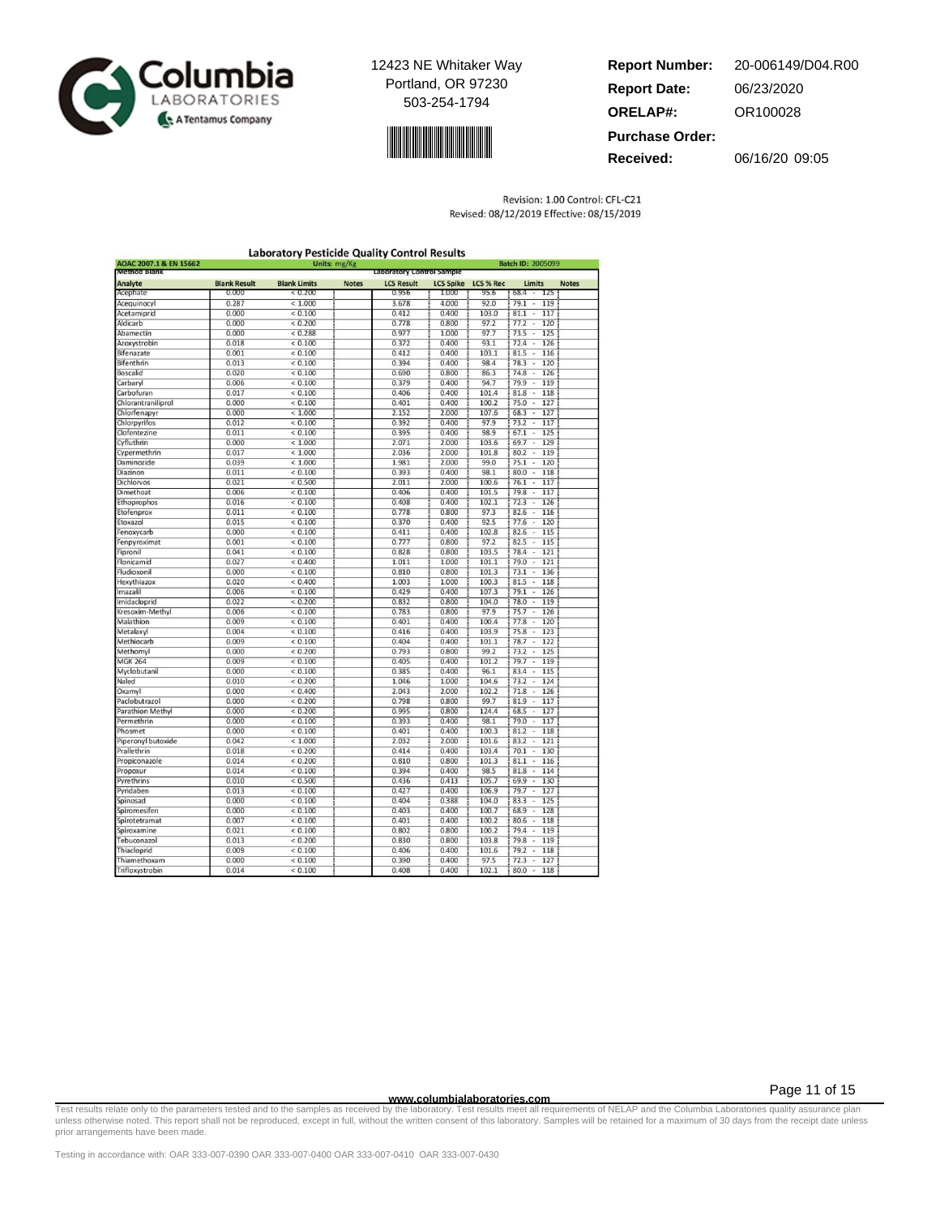12423 NE Whitaker Way
Portland, OR 97230
503-254-1794

**Report Number:** 20-006149/D04.R00
**Report Date:** 06/23/2020
**ORELAP#:** OR100028
**Purchase Order:**
**Received:** 06/16/20 09:05

Revision: 1.00 Control: CFL-C21
Revised: 08/12/2019 Effective: 08/15/2019

## Laboratory Pesticide Quality Control Results

AOAC 2007.1 & EN 15662 — Units: mg/Kg — Batch ID: 2005099

| Method Blank | | | | Laboratory Control Sample | | | | |
|---|---|---|---|---|---|---|---|---|
| **Analyte** | **Blank Result** | **Blank Limits** | **Notes** | **LCS Result** | **LCS Spike** | **LCS % Rec** | **Limits** | **Notes** |
| Acephate | 0.000 | < 0.200 | | 0.956 | 1.000 | 95.6 | 68.4 - 125 | |
| Acequinocyl | 0.287 | < 1.000 | | 3.678 | 4.000 | 92.0 | 79.1 - 119 | |
| Acetamiprid | 0.000 | < 0.100 | | 0.412 | 0.400 | 103.0 | 81.1 - 117 | |
| Aldicarb | 0.000 | < 0.200 | | 0.778 | 0.800 | 97.2 | 77.2 - 120 | |
| Abamectin | 0.000 | < 0.288 | | 0.977 | 1.000 | 97.7 | 73.5 - 125 | |
| Azoxystrobin | 0.018 | < 0.100 | | 0.372 | 0.400 | 93.1 | 72.4 - 126 | |
| Bifenazate | 0.001 | < 0.100 | | 0.412 | 0.400 | 103.1 | 81.5 - 116 | |
| Bifenthrin | 0.013 | < 0.100 | | 0.394 | 0.400 | 98.4 | 78.3 - 120 | |
| Boscalid | 0.020 | < 0.100 | | 0.690 | 0.800 | 86.3 | 74.8 - 126 | |
| Carbaryl | 0.006 | < 0.100 | | 0.379 | 0.400 | 94.7 | 79.9 - 119 | |
| Carbofuran | 0.017 | < 0.100 | | 0.406 | 0.400 | 101.4 | 81.8 - 118 | |
| Chlorantraniliprol | 0.000 | < 0.100 | | 0.401 | 0.400 | 100.2 | 75.0 - 127 | |
| Chlorfenapyr | 0.000 | < 1.000 | | 2.152 | 2.000 | 107.6 | 68.3 - 127 | |
| Chlorpyrifos | 0.012 | < 0.100 | | 0.392 | 0.400 | 97.9 | 73.2 - 117 | |
| Clofentezine | 0.011 | < 0.100 | | 0.395 | 0.400 | 98.9 | 67.1 - 125 | |
| Cyfluthrin | 0.000 | < 1.000 | | 2.071 | 2.000 | 103.6 | 69.7 - 129 | |
| Cypermethrin | 0.017 | < 1.000 | | 2.036 | 2.000 | 101.8 | 80.2 - 119 | |
| Daminozide | 0.039 | < 1.000 | | 1.981 | 2.000 | 99.0 | 75.1 - 120 | |
| Diazinon | 0.011 | < 0.100 | | 0.393 | 0.400 | 98.1 | 80.0 - 118 | |
| Dichlorvos | 0.021 | < 0.500 | | 2.011 | 2.000 | 100.6 | 76.1 - 117 | |
| Dimethoat | 0.006 | < 0.100 | | 0.406 | 0.400 | 101.5 | 79.8 - 117 | |
| Ethoprophos | 0.016 | < 0.100 | | 0.408 | 0.400 | 102.1 | 72.3 - 126 | |
| Etofenprox | 0.011 | < 0.100 | | 0.778 | 0.800 | 97.3 | 82.6 - 116 | |
| Etoxazol | 0.015 | < 0.100 | | 0.370 | 0.400 | 92.5 | 77.6 - 120 | |
| Fenoxycarb | 0.000 | < 0.100 | | 0.411 | 0.400 | 102.8 | 82.6 - 115 | |
| Fenpyroximat | 0.001 | < 0.100 | | 0.777 | 0.800 | 97.2 | 82.5 - 115 | |
| Fipronil | 0.041 | < 0.100 | | 0.828 | 0.800 | 103.5 | 78.4 - 121 | |
| Flonicamid | 0.027 | < 0.400 | | 1.011 | 1.000 | 101.1 | 79.0 - 121 | |
| Fludioxonil | 0.000 | < 0.100 | | 0.810 | 0.800 | 101.3 | 73.1 - 136 | |
| Hexythiazox | 0.020 | < 0.400 | | 1.003 | 1.000 | 100.3 | 81.5 - 118 | |
| Imazalil | 0.006 | < 0.100 | | 0.429 | 0.400 | 107.3 | 79.1 - 126 | |
| Imidacloprid | 0.022 | < 0.200 | | 0.832 | 0.800 | 104.0 | 78.0 - 119 | |
| Kresoxim-Methyl | 0.006 | < 0.100 | | 0.783 | 0.800 | 97.9 | 75.7 - 126 | |
| Malathion | 0.009 | < 0.100 | | 0.401 | 0.400 | 100.4 | 77.8 - 120 | |
| Metalaxyl | 0.004 | < 0.100 | | 0.416 | 0.400 | 103.9 | 75.8 - 123 | |
| Methiocarb | 0.009 | < 0.100 | | 0.404 | 0.400 | 101.1 | 78.7 - 122 | |
| Methomyl | 0.000 | < 0.200 | | 0.793 | 0.800 | 99.2 | 73.2 - 125 | |
| MGK 264 | 0.009 | < 0.100 | | 0.405 | 0.400 | 101.2 | 79.7 - 119 | |
| Myclobutanil | 0.000 | < 0.100 | | 0.385 | 0.400 | 96.1 | 83.4 - 115 | |
| Naled | 0.010 | < 0.200 | | 1.046 | 1.000 | 104.6 | 73.2 - 124 | |
| Oxamyl | 0.000 | < 0.400 | | 2.043 | 2.000 | 102.2 | 71.8 - 126 | |
| Paclobutrazol | 0.000 | < 0.200 | | 0.798 | 0.800 | 99.7 | 81.9 - 117 | |
| Parathion Methyl | 0.000 | < 0.200 | | 0.995 | 0.800 | 124.4 | 68.5 - 127 | |
| Permethrin | 0.000 | < 0.100 | | 0.393 | 0.400 | 98.1 | 79.0 - 117 | |
| Phosmet | 0.000 | < 0.100 | | 0.401 | 0.400 | 100.3 | 81.2 - 118 | |
| Piperonyl butoxide | 0.042 | < 1.000 | | 2.032 | 2.000 | 101.6 | 83.2 - 121 | |
| Prallethrin | 0.018 | < 0.200 | | 0.414 | 0.400 | 103.4 | 70.1 - 130 | |
| Propiconazole | 0.014 | < 0.200 | | 0.810 | 0.800 | 101.3 | 81.1 - 116 | |
| Propoxur | 0.014 | < 0.100 | | 0.394 | 0.400 | 98.5 | 81.8 - 114 | |
| Pyrethrins | 0.010 | < 0.500 | | 0.436 | 0.413 | 105.7 | 69.9 - 130 | |
| Pyridaben | 0.013 | < 0.100 | | 0.427 | 0.400 | 106.9 | 79.7 - 127 | |
| Spinosad | 0.000 | < 0.100 | | 0.404 | 0.388 | 104.0 | 83.3 - 125 | |
| Spiromesifen | 0.000 | < 0.100 | | 0.403 | 0.400 | 100.7 | 68.9 - 128 | |
| Spirotetramat | 0.007 | < 0.100 | | 0.401 | 0.400 | 100.2 | 80.6 - 118 | |
| Spiroxamine | 0.021 | < 0.100 | | 0.802 | 0.800 | 100.2 | 79.4 - 119 | |
| Tebuconazol | 0.013 | < 0.200 | | 0.830 | 0.800 | 103.8 | 79.8 - 119 | |
| Thiacloprid | 0.009 | < 0.100 | | 0.406 | 0.400 | 101.6 | 79.2 - 118 | |
| Thiamethoxam | 0.000 | < 0.100 | | 0.390 | 0.400 | 97.5 | 72.3 - 127 | |
| Trifloxystrobin | 0.014 | < 0.100 | | 0.408 | 0.400 | 102.1 | 80.0 - 118 | |

www.columbialaboratories.com

Test results relate only to the parameters tested and to the samples as received by the laboratory. Test results meet all requirements of NELAP and the Columbia Laboratories quality assurance plan unless otherwise noted. This report shall not be reproduced, except in full, without the written consent of this laboratory. Samples will be retained for a maximum of 30 days from the receipt date unless prior arrangements have been made.

Testing in accordance with: OAR 333-007-0390 OAR 333-007-0400 OAR 333-007-0410 OAR 333-007-0430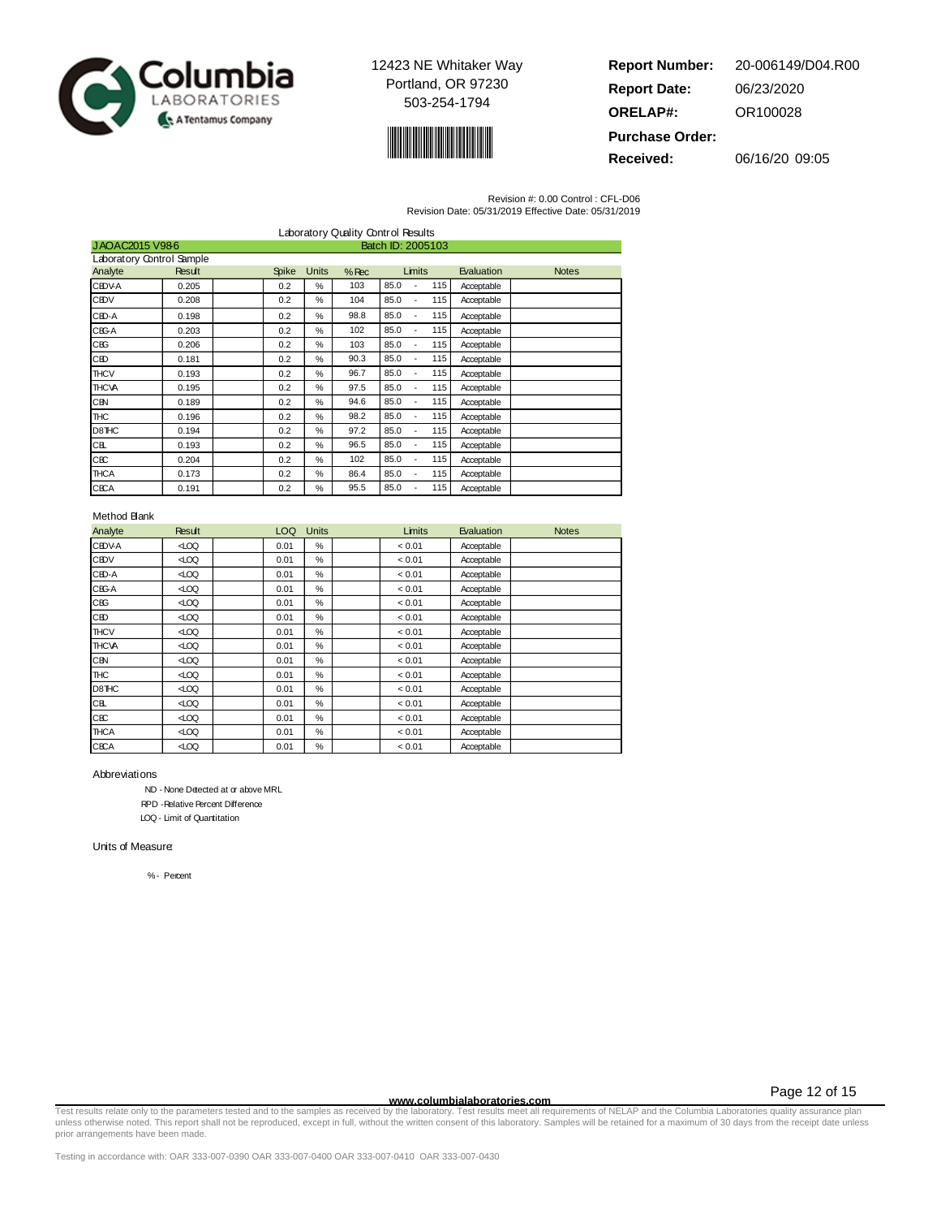12423 NE Whitaker Way
Portland, OR 97230
503-254-1794

**Report Number:** 20-006149/D04.R00
**Report Date:** 06/23/2020
**ORELAP#:** OR100028
**Purchase Order:**
**Received:** 06/16/20 09:05

Revision #: 0.00 Control : CFL-D06
Revision Date: 05/31/2019 Effective Date: 05/31/2019

## Laboratory Quality Control Results

JAOAC2015 V98-6 — Batch ID: 2005103

### Laboratory Control Sample

| Analyte | Result | | Spike | Units | % Rec | Limits | Evaluation | Notes |
|---|---|---|---|---|---|---|---|---|
| CBDV-A | 0.205 | | 0.2 | % | 103 | 85.0 - 115 | Acceptable | |
| CBDV | 0.208 | | 0.2 | % | 104 | 85.0 - 115 | Acceptable | |
| CBD-A | 0.198 | | 0.2 | % | 98.8 | 85.0 - 115 | Acceptable | |
| CBG-A | 0.203 | | 0.2 | % | 102 | 85.0 - 115 | Acceptable | |
| CBG | 0.206 | | 0.2 | % | 103 | 85.0 - 115 | Acceptable | |
| CBD | 0.181 | | 0.2 | % | 90.3 | 85.0 - 115 | Acceptable | |
| THCV | 0.193 | | 0.2 | % | 96.7 | 85.0 - 115 | Acceptable | |
| THCVA | 0.195 | | 0.2 | % | 97.5 | 85.0 - 115 | Acceptable | |
| CBN | 0.189 | | 0.2 | % | 94.6 | 85.0 - 115 | Acceptable | |
| THC | 0.196 | | 0.2 | % | 98.2 | 85.0 - 115 | Acceptable | |
| D8THC | 0.194 | | 0.2 | % | 97.2 | 85.0 - 115 | Acceptable | |
| CBL | 0.193 | | 0.2 | % | 96.5 | 85.0 - 115 | Acceptable | |
| CBC | 0.204 | | 0.2 | % | 102 | 85.0 - 115 | Acceptable | |
| THCA | 0.173 | | 0.2 | % | 86.4 | 85.0 - 115 | Acceptable | |
| CBCA | 0.191 | | 0.2 | % | 95.5 | 85.0 - 115 | Acceptable | |

### Method Blank

| Analyte | Result | | LOQ | Units | | Limits | Evaluation | Notes |
|---|---|---|---|---|---|---|---|---|
| CBDV-A | <LOQ | | 0.01 | % | | < 0.01 | Acceptable | |
| CBDV | <LOQ | | 0.01 | % | | < 0.01 | Acceptable | |
| CBD-A | <LOQ | | 0.01 | % | | < 0.01 | Acceptable | |
| CBG-A | <LOQ | | 0.01 | % | | < 0.01 | Acceptable | |
| CBG | <LOQ | | 0.01 | % | | < 0.01 | Acceptable | |
| CBD | <LOQ | | 0.01 | % | | < 0.01 | Acceptable | |
| THCV | <LOQ | | 0.01 | % | | < 0.01 | Acceptable | |
| THCVA | <LOQ | | 0.01 | % | | < 0.01 | Acceptable | |
| CBN | <LOQ | | 0.01 | % | | < 0.01 | Acceptable | |
| THC | <LOQ | | 0.01 | % | | < 0.01 | Acceptable | |
| D8THC | <LOQ | | 0.01 | % | | < 0.01 | Acceptable | |
| CBL | <LOQ | | 0.01 | % | | < 0.01 | Acceptable | |
| CBC | <LOQ | | 0.01 | % | | < 0.01 | Acceptable | |
| THCA | <LOQ | | 0.01 | % | | < 0.01 | Acceptable | |
| CBCA | <LOQ | | 0.01 | % | | < 0.01 | Acceptable | |

Abbreviations

- ND - None Detected at or above MRL
- RPD - Relative Percent Difference
- LOQ - Limit of Quantitation

Units of Measure:

- % - Percent

www.columbialaboratories.com

Test results relate only to the parameters tested and to the samples as received by the laboratory. Test results meet all requirements of NELAP and the Columbia Laboratories quality assurance plan unless otherwise noted. This report shall not be reproduced, except in full, without the written consent of this laboratory. Samples will be retained for a maximum of 30 days from the receipt date unless prior arrangements have been made.

Testing in accordance with: OAR 333-007-0390 OAR 333-007-0400 OAR 333-007-0410 OAR 333-007-0430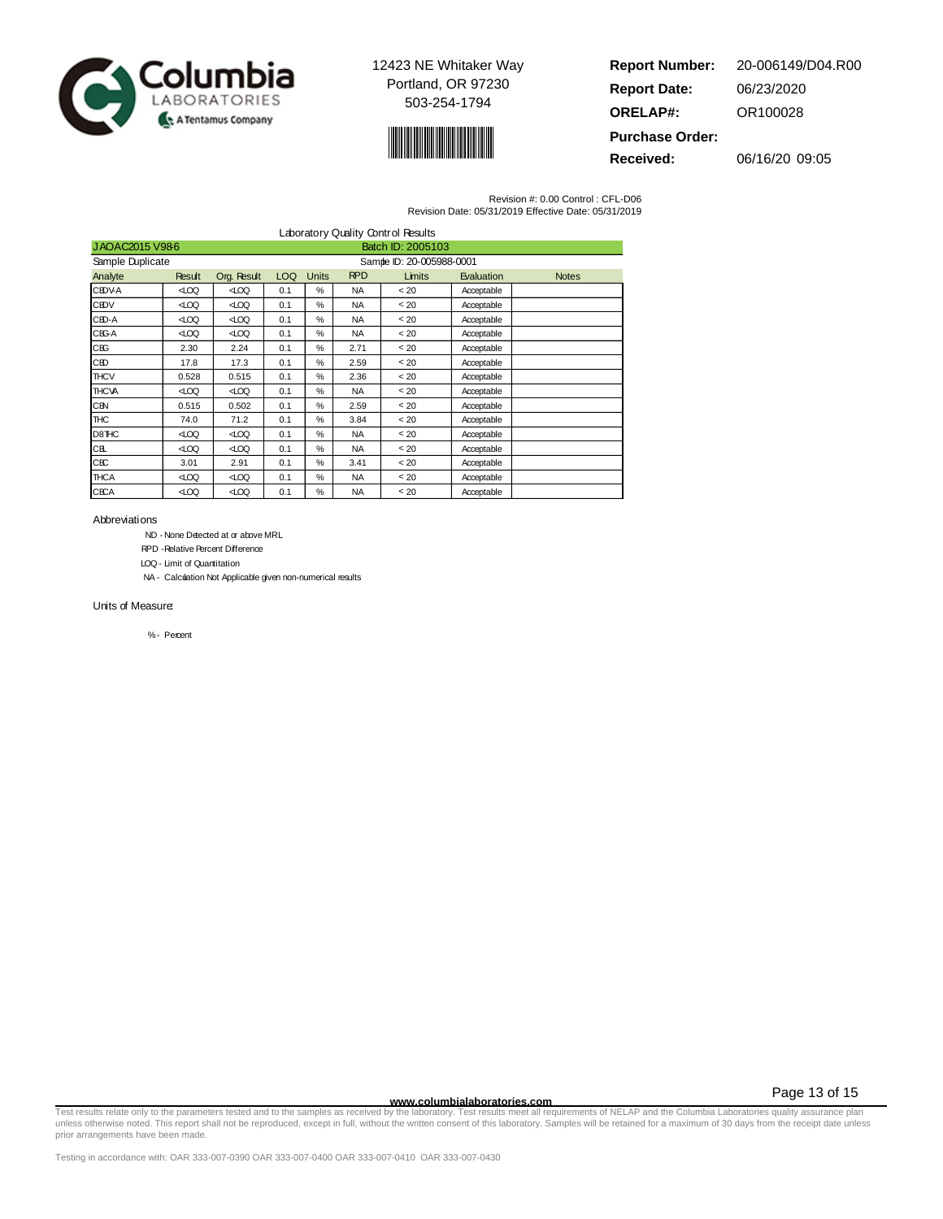12423 NE Whitaker Way
Portland, OR 97230
503-254-1794

**Report Number:** 20-006149/D04.R00
**Report Date:** 06/23/2020
**ORELAP#:** OR100028
**Purchase Order:**
**Received:** 06/16/20 09:05

Revision #: 0.00 Control : CFL-D06
Revision Date: 05/31/2019 Effective Date: 05/31/2019

## Laboratory Quality Control Results

J AOAC2015 V98-6 — Batch ID: 2005103

Sample Duplicate — Sample ID: 20-005988-0001

| Analyte | Result | Org. Result | LOQ | Units | RPD | Limits | Evaluation | Notes |
|---|---|---|---|---|---|---|---|---|
| CBDV-A | <LOQ | <LOQ | 0.1 | % | NA | < 20 | Acceptable | |
| CBDV | <LOQ | <LOQ | 0.1 | % | NA | < 20 | Acceptable | |
| CBD-A | <LOQ | <LOQ | 0.1 | % | NA | < 20 | Acceptable | |
| CBG-A | <LOQ | <LOQ | 0.1 | % | NA | < 20 | Acceptable | |
| CBG | 2.30 | 2.24 | 0.1 | % | 2.71 | < 20 | Acceptable | |
| CBD | 17.8 | 17.3 | 0.1 | % | 2.59 | < 20 | Acceptable | |
| THCV | 0.528 | 0.515 | 0.1 | % | 2.36 | < 20 | Acceptable | |
| THCVA | <LOQ | <LOQ | 0.1 | % | NA | < 20 | Acceptable | |
| CBN | 0.515 | 0.502 | 0.1 | % | 2.59 | < 20 | Acceptable | |
| THC | 74.0 | 71.2 | 0.1 | % | 3.84 | < 20 | Acceptable | |
| D8THC | <LOQ | <LOQ | 0.1 | % | NA | < 20 | Acceptable | |
| CBL | <LOQ | <LOQ | 0.1 | % | NA | < 20 | Acceptable | |
| CBC | 3.01 | 2.91 | 0.1 | % | 3.41 | < 20 | Acceptable | |
| THCA | <LOQ | <LOQ | 0.1 | % | NA | < 20 | Acceptable | |
| CBCA | <LOQ | <LOQ | 0.1 | % | NA | < 20 | Acceptable | |

Abbreviations

- ND - None Detected at or above MRL
- RPD - Relative Percent Difference
- LOQ - Limit of Quantitation
- NA - Calculation Not Applicable given non-numerical results

Units of Measure:

- % - Percent

www.columbialaboratories.com

Test results relate only to the parameters tested and to the samples as received by the laboratory. Test results meet all requirements of NELAP and the Columbia Laboratories quality assurance plan unless otherwise noted. This report shall not be reproduced, except in full, without the written consent of this laboratory. Samples will be retained for a maximum of 30 days from the receipt date unless prior arrangements have been made.

Testing in accordance with: OAR 333-007-0390 OAR 333-007-0400 OAR 333-007-0410 OAR 333-007-0430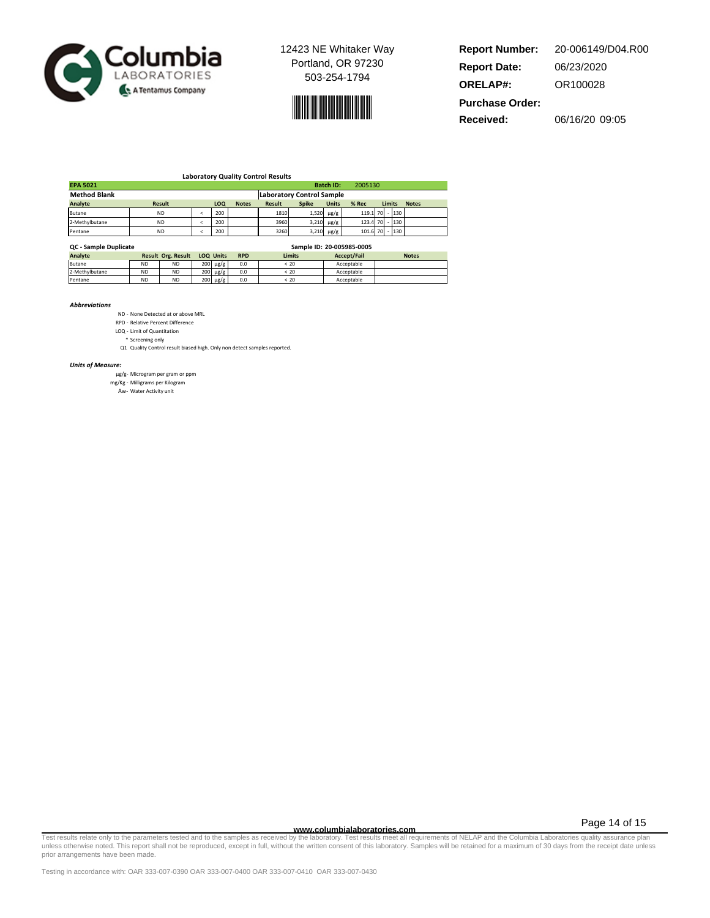12423 NE Whitaker Way
Portland, OR 97230
503-254-1794

| | |
|---|---|
| **Report Number:** | 20-006149/D04.R00 |
| **Report Date:** | 06/23/2020 |
| **ORELAP#:** | OR100028 |
| **Purchase Order:** | |
| **Received:** | 06/16/20 09:05 |

### Laboratory Quality Control Results

**EPA 5021** — **Batch ID:** 2005130

| Method Blank | | | | | Laboratory Control Sample | | | | | | |
|---|---|---|---|---|---|---|---|---|---|---|---|
| **Analyte** | **Result** | | **LOQ** | **Notes** | **Result** | **Spike** | **Units** | **% Rec** | **Limits** | **Notes** |
| Butane | ND | < | 200 | | 1810 | 1,520 | µg/g | 119.1 | 70 - 130 | |
| 2-Methylbutane | ND | < | 200 | | 3960 | 3,210 | µg/g | 123.4 | 70 - 130 | |
| Pentane | ND | < | 200 | | 3260 | 3,210 | µg/g | 101.6 | 70 - 130 | |

**QC - Sample Duplicate** — **Sample ID: 20-005985-0005**

| Analyte | Result | Org. Result | LOQ | Units | RPD | Limits | Accept/Fail | Notes |
|---|---|---|---|---|---|---|---|---|
| Butane | ND | ND | 200 | µg/g | 0.0 | < 20 | Acceptable | |
| 2-Methylbutane | ND | ND | 200 | µg/g | 0.0 | < 20 | Acceptable | |
| Pentane | ND | ND | 200 | µg/g | 0.0 | < 20 | Acceptable | |

***Abbreviations***

ND - None Detected at or above MRL
RPD - Relative Percent Difference
LOQ - Limit of Quantitation
* Screening only
Q1 Quality Control result biased high. Only non detect samples reported.

***Units of Measure:***

µg/g- Microgram per gram or ppm
mg/Kg - Milligrams per Kilogram
Aw- Water Activity unit

**www.columbialaboratories.com**

Test results relate only to the parameters tested and to the samples as received by the laboratory. Test results meet all requirements of NELAP and the Columbia Laboratories quality assurance plan unless otherwise noted. This report shall not be reproduced, except in full, without the written consent of this laboratory. Samples will be retained for a maximum of 30 days from the receipt date unless prior arrangements have been made.

Testing in accordance with: OAR 333-007-0390 OAR 333-007-0400 OAR 333-007-0410 OAR 333-007-0430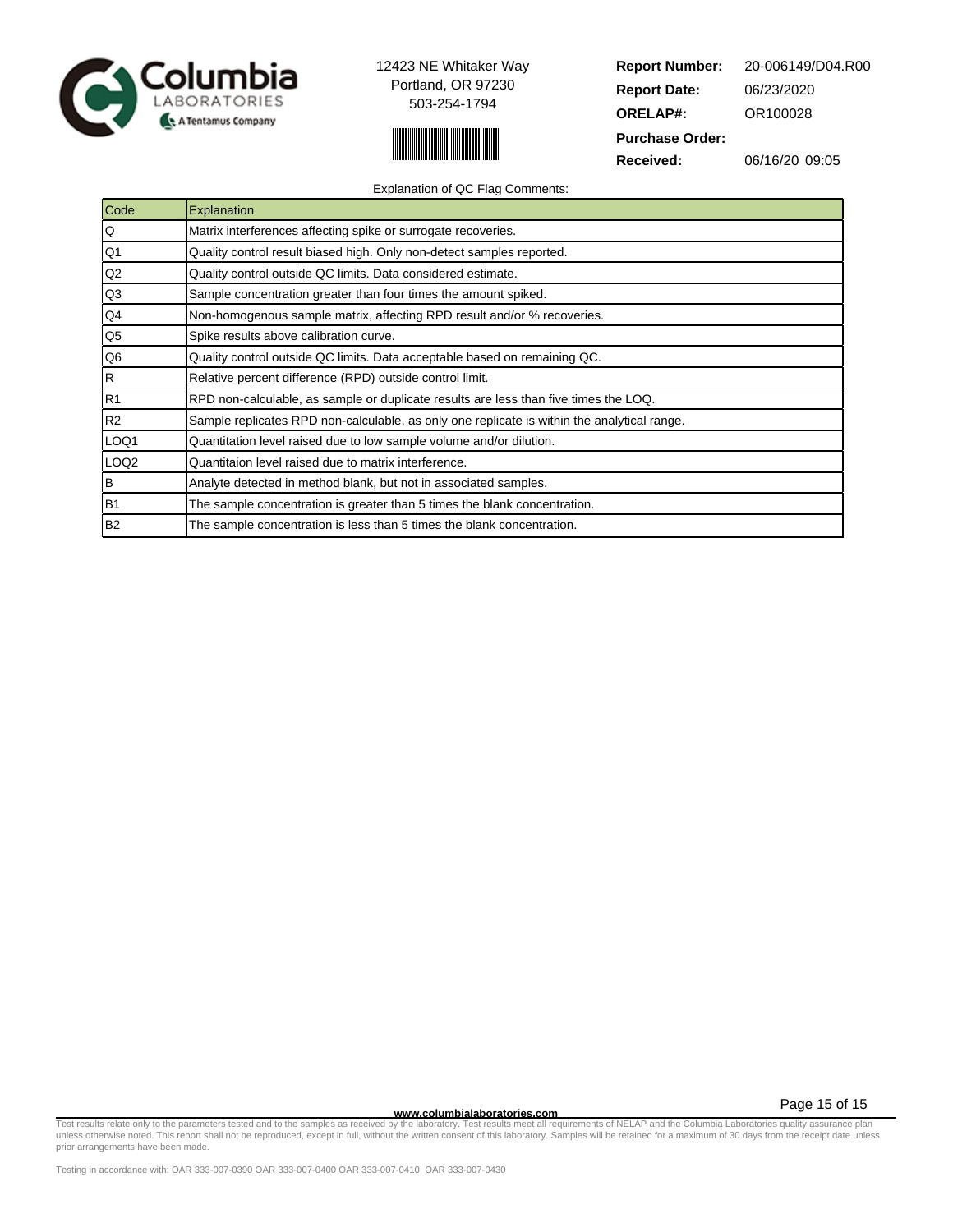12423 NE Whitaker Way
Portland, OR 97230
503-254-1794

**Report Number:** 20-006149/D04.R00
**Report Date:** 06/23/2020
**ORELAP#:** OR100028
**Purchase Order:**
**Received:** 06/16/20 09:05

Explanation of QC Flag Comments:

| Code | Explanation |
|---|---|
| Q | Matrix interferences affecting spike or surrogate recoveries. |
| Q1 | Quality control result biased high. Only non-detect samples reported. |
| Q2 | Quality control outside QC limits. Data considered estimate. |
| Q3 | Sample concentration greater than four times the amount spiked. |
| Q4 | Non-homogenous sample matrix, affecting RPD result and/or % recoveries. |
| Q5 | Spike results above calibration curve. |
| Q6 | Quality control outside QC limits. Data acceptable based on remaining QC. |
| R | Relative percent difference (RPD) outside control limit. |
| R1 | RPD non-calculable, as sample or duplicate results are less than five times the LOQ. |
| R2 | Sample replicates RPD non-calculable, as only one replicate is within the analytical range. |
| LOQ1 | Quantitation level raised due to low sample volume and/or dilution. |
| LOQ2 | Quantitaion level raised due to matrix interference. |
| B | Analyte detected in method blank, but not in associated samples. |
| B1 | The sample concentration is greater than 5 times the blank concentration. |
| B2 | The sample concentration is less than 5 times the blank concentration. |

www.columbialaboratories.com

Test results relate only to the parameters tested and to the samples as received by the laboratory. Test results meet all requirements of NELAP and the Columbia Laboratories quality assurance plan unless otherwise noted. This report shall not be reproduced, except in full, without the written consent of this laboratory. Samples will be retained for a maximum of 30 days from the receipt date unless prior arrangements have been made.

Testing in accordance with: OAR 333-007-0390 OAR 333-007-0400 OAR 333-007-0410 OAR 333-007-0430